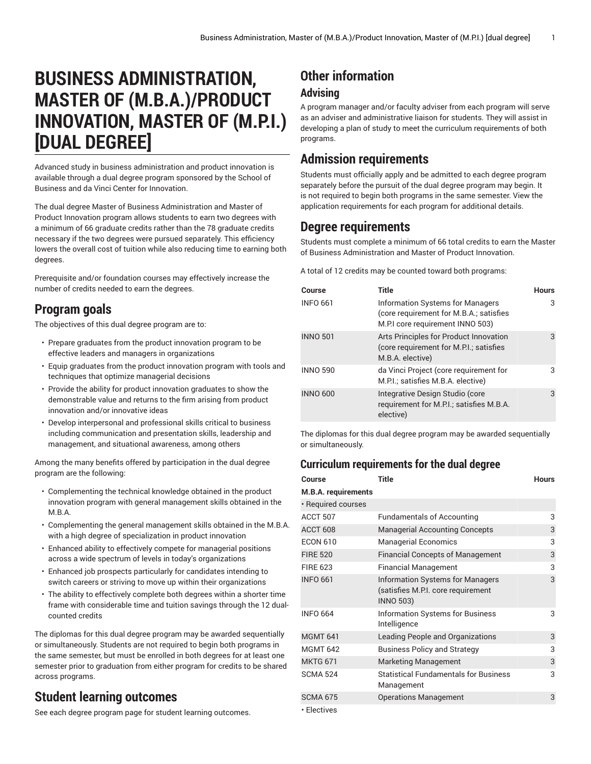# BUSINESS ADMINISTRATION, MASTER OF (M.B.A.)/PRODUCT INNOVATION, MASTER OF (M.P.I.) [DUAL DEGREE]

Advanced study in business administration and product innovation is available through a dual degree program sponsored by the School of Business and da Vinci Center for Innovation.

The dual degree Master of Business Administration and Master of Product Innovation program allows students to earn two degrees with a minimum of 66 graduate credits rather than the 78 graduate credits necessary if the two degrees were pursued separately. This efficiency lowers the overall cost of tuition while also reducing time to earning both degrees.

Prerequisite and/or foundation courses may effectively increase the number of credits needed to earn the degrees.

## Program goals

The objectives of this dual degree program are to:

- Prepare graduates from the product innovation program to be effective leaders and managers in organizations
- Equip graduates from the product innovation program with tools and techniques that optimize managerial decisions
- Provide the ability for product innovation graduates to show the demonstrable value and returns to the firm arising from product innovation and/or innovative ideas
- Develop interpersonal and professional skills critical to business including communication and presentation skills, leadership and management, and situational awareness, among others

Among the many benefits offered by participation in the dual degree program are the following:

- Complementing the technical knowledge obtained in the product innovation program with general management skills obtained in the M.B.A.
- Complementing the general management skills obtained in the M.B.A. with a high degree of specialization in product innovation
- Enhanced ability to effectively compete for managerial positions across a wide spectrum of levels in today's organizations
- Enhanced job prospects particularly for candidates intending to switch careers or striving to move up within their organizations
- The ability to effectively complete both degrees within a shorter time frame with considerable time and tuition savings through the 12 dual-counted credits

The diplomas for this dual degree program may be awarded sequentially or simultaneously. Students are not required to begin both programs in the same semester, but must be enrolled in both degrees for at least one semester prior to graduation from either program for credits to be shared across programs.

## Student learning outcomes

See each degree program page for student learning outcomes.

## Other information

### Advising

A program manager and/or faculty adviser from each program will serve as an adviser and administrative liaison for students. They will assist in developing a plan of study to meet the curriculum requirements of both programs.

## Admission requirements

Students must officially apply and be admitted to each degree program separately before the pursuit of the dual degree program may begin. It is not required to begin both programs in the same semester. View the application requirements for each program for additional details.

## Degree requirements

Students must complete a minimum of 66 total credits to earn the Master of Business Administration and Master of Product Innovation.

A total of 12 credits may be counted toward both programs:

| Course | Title | Hours |
|---|---|---|
| INFO 661 | Information Systems for Managers (core requirement for M.B.A.; satisfies M.P.I core requirement INNO 503) | 3 |
| INNO 501 | Arts Principles for Product Innovation (core requirement for M.P.I.; satisfies M.B.A. elective) | 3 |
| INNO 590 | da Vinci Project (core requirement for M.P.I.; satisfies M.B.A. elective) | 3 |
| INNO 600 | Integrative Design Studio (core requirement for M.P.I.; satisfies M.B.A. elective) | 3 |

The diplomas for this dual degree program may be awarded sequentially or simultaneously.

### Curriculum requirements for the dual degree

| Course | Title | Hours |
|---|---|---|
| **M.B.A. requirements** | | |
| • Required courses | | |
| ACCT 507 | Fundamentals of Accounting | 3 |
| ACCT 608 | Managerial Accounting Concepts | 3 |
| ECON 610 | Managerial Economics | 3 |
| FIRE 520 | Financial Concepts of Management | 3 |
| FIRE 623 | Financial Management | 3 |
| INFO 661 | Information Systems for Managers (satisfies M.P.I. core requirement INNO 503) | 3 |
| INFO 664 | Information Systems for Business Intelligence | 3 |
| MGMT 641 | Leading People and Organizations | 3 |
| MGMT 642 | Business Policy and Strategy | 3 |
| MKTG 671 | Marketing Management | 3 |
| SCMA 524 | Statistical Fundamentals for Business Management | 3 |
| SCMA 675 | Operations Management | 3 |
| • Electives | | |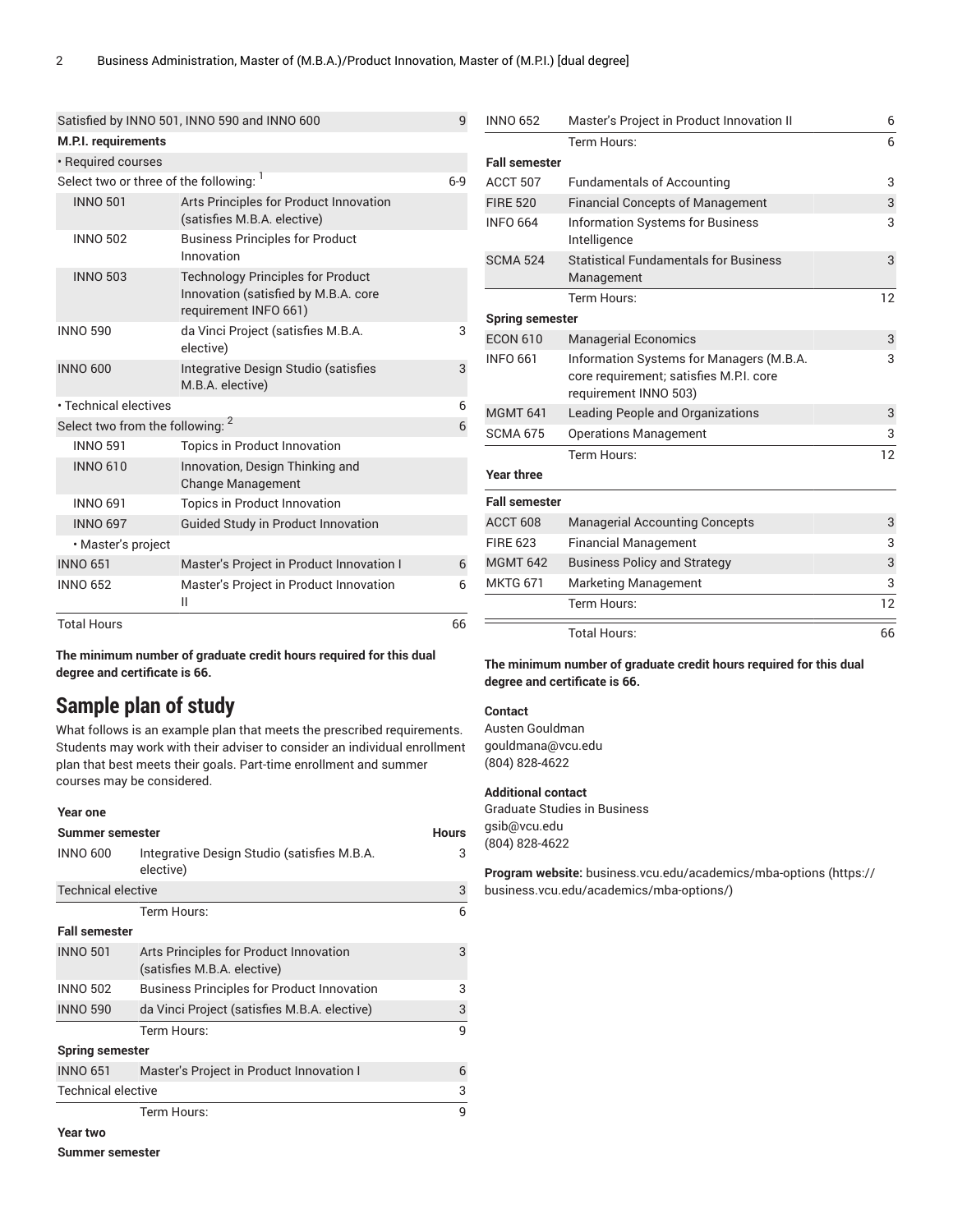| | | |
|---|---|---|
| Satisfied by INNO 501, INNO 590 and INNO 600 | | 9 |
| **M.P.I. requirements** | | |
| • Required courses | | |
| Select two or three of the following: [1] | | 6-9 |
| INNO 501 | Arts Principles for Product Innovation (satisfies M.B.A. elective) | |
| INNO 502 | Business Principles for Product Innovation | |
| INNO 503 | Technology Principles for Product Innovation (satisfied by M.B.A. core requirement INFO 661) | |
| INNO 590 | da Vinci Project (satisfies M.B.A. elective) | 3 |
| INNO 600 | Integrative Design Studio (satisfies M.B.A. elective) | 3 |
| • Technical electives | | 6 |
| Select two from the following: [2] | | 6 |
| INNO 591 | Topics in Product Innovation | |
| INNO 610 | Innovation, Design Thinking and Change Management | |
| INNO 691 | Topics in Product Innovation | |
| INNO 697 | Guided Study in Product Innovation | |
| • Master's project | | |
| INNO 651 | Master's Project in Product Innovation I | 6 |
| INNO 652 | Master's Project in Product Innovation II | 6 |
| Total Hours | | 66 |

**The minimum number of graduate credit hours required for this dual degree and certificate is 66.**

## Sample plan of study

What follows is an example plan that meets the prescribed requirements. Students may work with their adviser to consider an individual enrollment plan that best meets their goals. Part-time enrollment and summer courses may be considered.

| Year one | | |
|---|---|---|
| **Summer semester** | | **Hours** |
| INNO 600 | Integrative Design Studio (satisfies M.B.A. elective) | 3 |
| Technical elective | | 3 |
| | Term Hours: | 6 |
| **Fall semester** | | |
| INNO 501 | Arts Principles for Product Innovation (satisfies M.B.A. elective) | 3 |
| INNO 502 | Business Principles for Product Innovation | 3 |
| INNO 590 | da Vinci Project (satisfies M.B.A. elective) | 3 |
| | Term Hours: | 9 |
| **Spring semester** | | |
| INNO 651 | Master's Project in Product Innovation I | 6 |
| Technical elective | | 3 |
| | Term Hours: | 9 |
| **Year two** | | |
| **Summer semester** | | |
| INNO 652 | Master's Project in Product Innovation II | 6 |
| | Term Hours: | 6 |
| **Fall semester** | | |
| ACCT 507 | Fundamentals of Accounting | 3 |
| FIRE 520 | Financial Concepts of Management | 3 |
| INFO 664 | Information Systems for Business Intelligence | 3 |
| SCMA 524 | Statistical Fundamentals for Business Management | 3 |
| | Term Hours: | 12 |
| **Spring semester** | | |
| ECON 610 | Managerial Economics | 3 |
| INFO 661 | Information Systems for Managers (M.B.A. core requirement; satisfies M.P.I. core requirement INNO 503) | 3 |
| MGMT 641 | Leading People and Organizations | 3 |
| SCMA 675 | Operations Management | 3 |
| | Term Hours: | 12 |
| **Year three** | | |
| **Fall semester** | | |
| ACCT 608 | Managerial Accounting Concepts | 3 |
| FIRE 623 | Financial Management | 3 |
| MGMT 642 | Business Policy and Strategy | 3 |
| MKTG 671 | Marketing Management | 3 |
| | Term Hours: | 12 |
| | Total Hours: | 66 |

**The minimum number of graduate credit hours required for this dual degree and certificate is 66.**

**Contact**
Austen Gouldman
gouldmana@vcu.edu
(804) 828-4622

**Additional contact**
Graduate Studies in Business
gsib@vcu.edu
(804) 828-4622

**Program website:** business.vcu.edu/academics/mba-options (https://business.vcu.edu/academics/mba-options/)